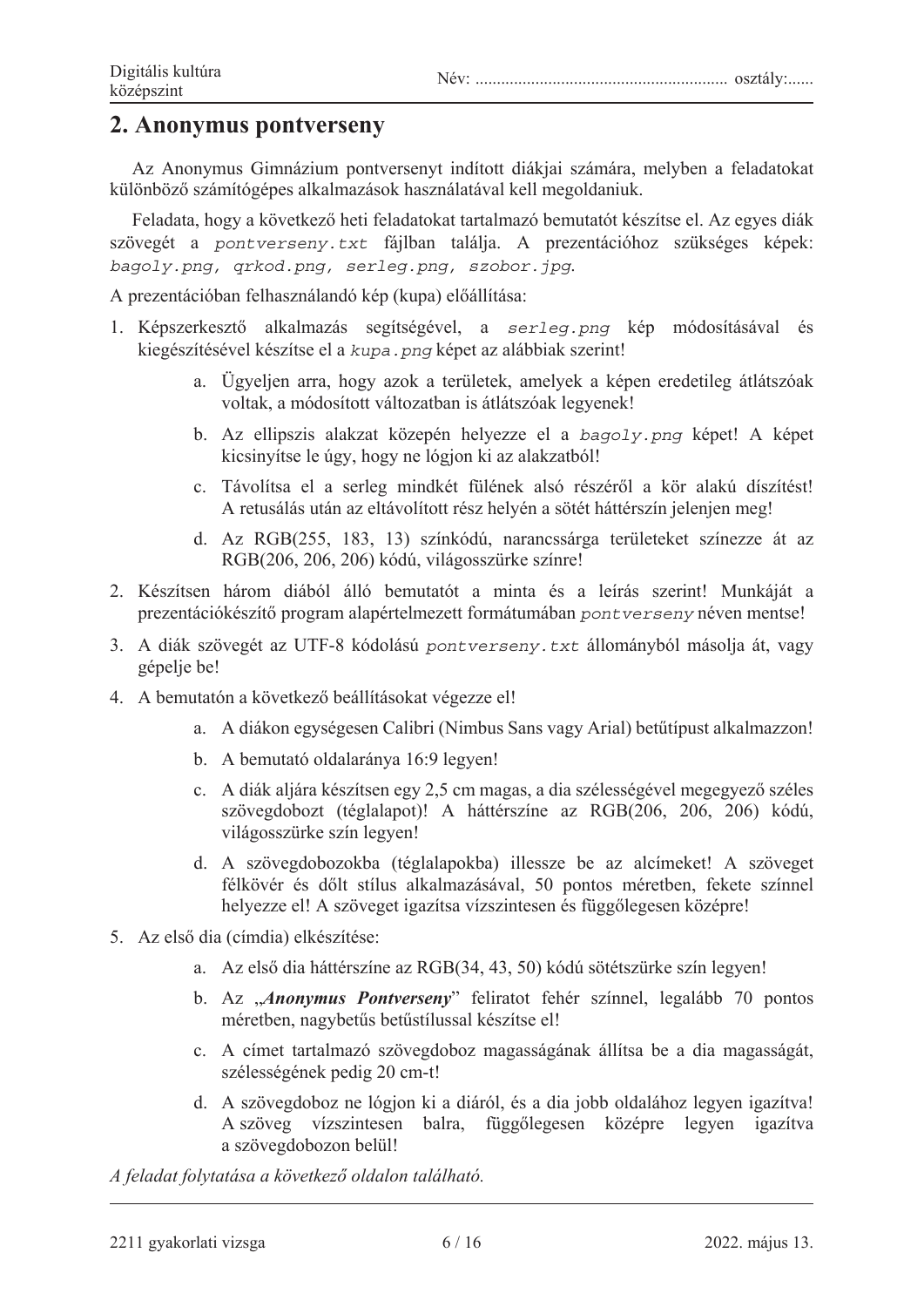## 2. Anonymus pontverseny

Az Anonymus Gimnázium pontversenyt indított diákjai számára, melyben a feladatokat különböző számítógépes alkalmazások használatával kell megoldaniuk.

Feladata, hogy a következő heti feladatokat tartalmazó bemutatót készítse el. Az egyes diák szövegét a `pontverseny.txt` fájlban találja. A prezentációhoz szükséges képek: `bagoly.png`, `qrkod.png`, `serleg.png`, `szobor.jpg`.

A prezentációban felhasználandó kép (kupa) előállítása:

1. Képszerkesztő alkalmazás segítségével, a `serleg.png` kép módosításával és kiegészítésével készítse el a `kupa.png` képet az alábbiak szerint!
   a. Ügyeljen arra, hogy azok a területek, amelyek a képen eredetileg átlátszóak voltak, a módosított változatban is átlátszóak legyenek!
   b. Az ellipszis alakzat közepén helyezze el a `bagoly.png` képet! A képet kicsinyítse le úgy, hogy ne lógjon ki az alakzatból!
   c. Távolítsa el a serleg mindkét fülének alsó részéről a kör alakú díszítést! A retusálás után az eltávolított rész helyén a sötét háttérszín jelenjen meg!
   d. Az RGB(255, 183, 13) színkódú, narancssárga területeket színezze át az RGB(206, 206, 206) kódú, világosszürke színre!
2. Készítsen három diából álló bemutatót a minta és a leírás szerint! Munkáját a prezentációkészítő program alapértelmezett formátumában `pontverseny` néven mentse!
3. A diák szövegét az UTF-8 kódolású `pontverseny.txt` állományból másolja át, vagy gépelje be!
4. A bemutatón következő beállításokat végezze el!
   a. A diákon egységesen Calibri (Nimbus Sans vagy Arial) betűtípust alkalmazzon!
   b. A bemutató oldalaránya 16:9 legyen!
   c. A diák aljára készítsen egy 2,5 cm magas, a dia szélességével megegyező széles szövegdobozt (téglalapot)! A háttérszíne az RGB(206, 206, 206) kódú, világosszürke szín legyen!
   d. A szövegdobozokba (téglalapokba) illessze be az alcímeket! A szöveget félkövér és dőlt stílus alkalmazásával, 50 pontos méretben, fekete színnel helyezze el! A szöveget igazítsa vízszintesen és függőlegesen középre!
5. Az első dia (címdia) elkészítése:
   a. Az első dia háttérszíne az RGB(34, 43, 50) kódú sötétszürke szín legyen!
   b. Az „***Anonymus Pontverseny***” feliratot fehér színnel, legalább 70 pontos méretben, nagybetűs betűstílussal készítse el!
   c. A címet tartalmazó szövegdoboz magasságának állítsa be a dia magasságát, szélességének pedig 20 cm-t!
   d. A szövegdoboz ne lógjon ki a diáról, és a dia jobb oldalához legyen igazítva! A szöveg vízszintesen balra, függőlegesen középre legyen igazítva a szövegdobozon belül!

*A feladat folytatása a következő oldalon található.*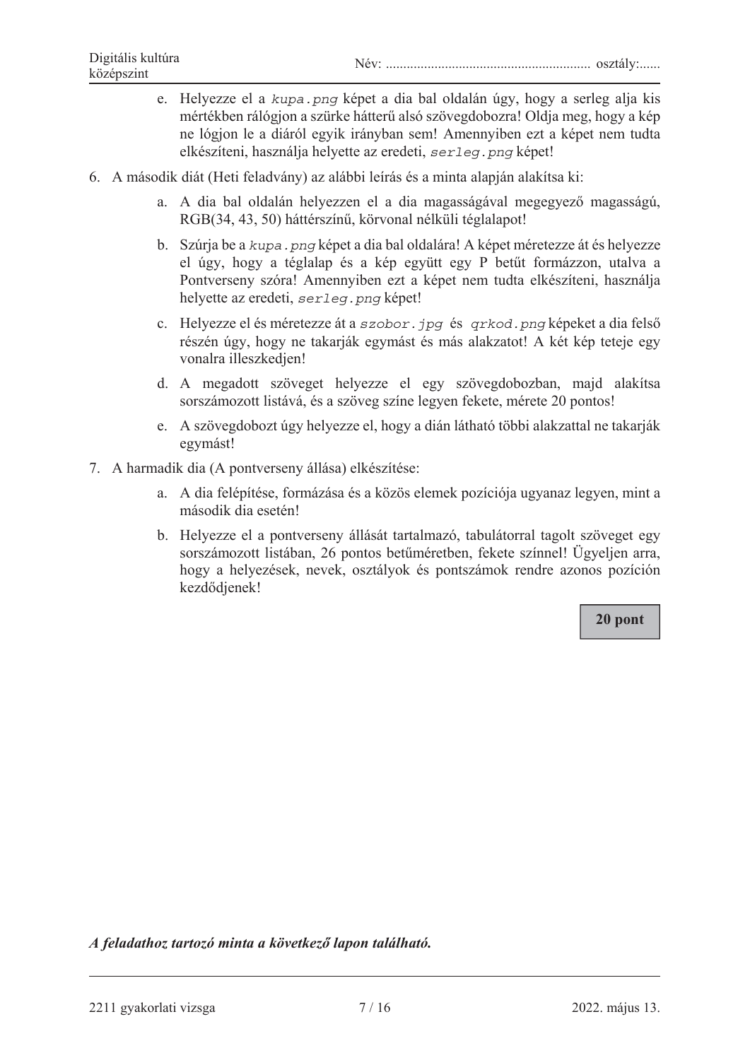e. Helyezze el a `kupa.png` képet a dia bal oldalán úgy, hogy a serleg alja kis mértékben rálógjon a szürke hátterű alsó szövegdobozra! Oldja meg, hogy a kép ne lógjon le a diáról egyik irányban sem! Amennyiben ezt a képet nem tudta elkészíteni, használja helyette az eredeti, `serleg.png` képet!

6. A második diát (Heti feladvány) az alábbi leírás és a minta alapján alakítsa ki:

   a. A dia bal oldalán helyezzen el a dia magasságával megegyező magasságú, RGB(34, 43, 50) háttérszínű, körvonal nélküli téglalapot!

   b. Szúrja be a `kupa.png` képet a dia bal oldalára! A képet méretezze át és helyezze el úgy, hogy a téglalap és a kép együtt egy P betűt formázzon, utalva a Pontverseny szóra! Amennyiben ezt a képet nem tudta elkészíteni, használja helyette az eredeti, `serleg.png` képet!

   c. Helyezze el és méretezze át a `szobor.jpg` és `qrkod.png` képeket a dia felső részén úgy, hogy ne takarják egymást és más alakzatot! A két kép teteje egy vonalra illeszkedjen!

   d. A megadott szöveget helyezze el egy szövegdobozban, majd alakítsa sorszámozott listává, és a szöveg színe legyen fekete, mérete 20 pontos!

   e. A szövegdobozt úgy helyezze el, hogy a dián látható többi alakzattal ne takarják egymást!

7. A harmadik dia (A pontverseny állása) elkészítése:

   a. A dia felépítése, formázása és a közös elemek pozíciója ugyanaz legyen, mint a második dia esetén!

   b. Helyezze el a pontverseny állását tartalmazó, tabulátorral tagolt szöveget egy sorszámozott listában, 26 pontos betűméretben, fekete színnel! Ügyeljen arra, hogy a helyezések, nevek, osztályok és pontszámok rendre azonos pozíción kezdődjenek!

**20 pont**

***A feladathoz tartozó minta a következő lapon található.***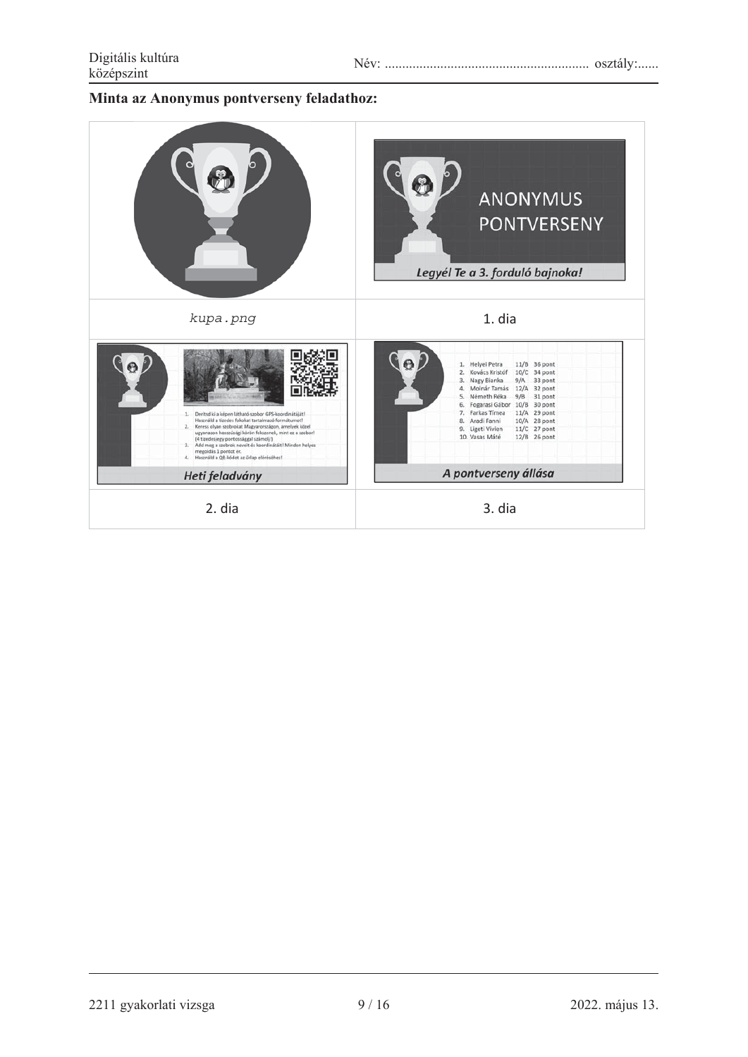**Minta az Anonymus pontverseny feladathoz:**

| | |
|---|---|
| | ANONYMUS PONTVERSENY<br>*Legyél Te a 3. forduló bajnoka!* |
| *kupa.png* | 1. dia |
| 1. Derítsd ki a képen látható szobor GPS-koordinátáját! Használd a tizedes fokokat tartalmazó formátumot!<br>2. Keress olyan szobrokat Magyarországon, amelyek közel ugyanazon hosszúsági körön fekszenek, mint ez a szobor! (4 tizedesjegy pontossággal számolj!)<br>3. Add meg a szobrok nevét és koordinátáit! Minden helyes megoldás 1 pontot ér.<br>4. Használd a QR-kódot az űrlap eléréséhez!<br>*Heti feladvány* | 1. Helyei Petra 11/B 36 pont<br>2. Kovács Kristóf 10/C 34 pont<br>3. Nagy Bianka 9/A 33 pont<br>4. Molnár Tamás 12/A 32 pont<br>5. Németh Réka 9/B 31 pont<br>6. Fogarasi Gábor 10/B 30 pont<br>7. Farkas Tímea 11/A 29 pont<br>8. Aradi Fanni 10/A 28 pont<br>9. Ligeti Vivien 11/C 27 pont<br>10. Vasas Máté 12/B 26 pont<br>*A pontverseny állása* |
| 2. dia | 3. dia |